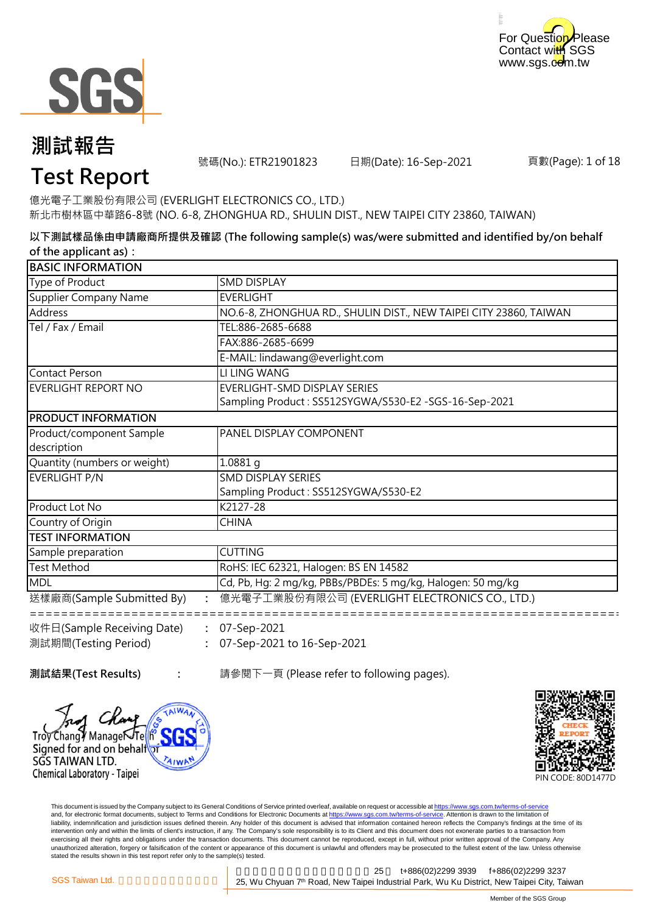For Question Please Contact with SGS www.sgs.com.tw

# 測試報告
# Test Report

號碼(No.): ETR21901823　　日期(Date): 16-Sep-2021　　頁數(Page): 1 of 18

億光電子工業股份有限公司 (EVERLIGHT ELECTRONICS CO., LTD.)
新北市樹林區中華路6-8號 (NO. 6-8, ZHONGHUA RD., SHULIN DIST., NEW TAIPEI CITY 23860, TAIWAN)

**以下測試樣品係由申請廠商所提供及確認 (The following sample(s) was/were submitted and identified by/on behalf of the applicant as)：**

| BASIC INFORMATION | |
|---|---|
| Type of Product | SMD DISPLAY |
| Supplier Company Name | EVERLIGHT |
| Address | NO.6-8, ZHONGHUA RD., SHULIN DIST., NEW TAIPEI CITY 23860, TAIWAN |
| Tel / Fax / Email | TEL:886-2685-6688 |
| | FAX:886-2685-6699 |
| | E-MAIL: lindawang@everlight.com |
| Contact Person | LI LING WANG |
| EVERLIGHT REPORT NO | EVERLIGHT-SMD DISPLAY SERIES<br>Sampling Product : SS512SYGWA/S530-E2 -SGS-16-Sep-2021 |
| **PRODUCT INFORMATION** | |
| Product/component Sample description | PANEL DISPLAY COMPONENT |
| Quantity (numbers or weight) | 1.0881 g |
| EVERLIGHT P/N | SMD DISPLAY SERIES<br>Sampling Product : SS512SYGWA/S530-E2 |
| Product Lot No | K2127-28 |
| Country of Origin | CHINA |
| **TEST INFORMATION** | |
| Sample preparation | CUTTING |
| Test Method | RoHS: IEC 62321, Halogen: BS EN 14582 |
| MDL | Cd, Pb, Hg: 2 mg/kg, PBBs/PBDEs: 5 mg/kg, Halogen: 50 mg/kg |

送樣廠商(Sample Submitted By) : 億光電子工業股份有限公司 (EVERLIGHT ELECTRONICS CO., LTD.)

收件日(Sample Receiving Date) : 07-Sep-2021
測試期間(Testing Period) : 07-Sep-2021 to 16-Sep-2021

**測試結果(Test Results)** : 請參閱下一頁 (Please refer to following pages).

Troy Chang / Manager - Tech
Signed for and on behalf of
SGS TAIWAN LTD.
Chemical Laboratory - Taipei

PIN CODE: 80D1477D

This document is issued by the Company subject to its General Conditions of Service printed overleaf, available on request or accessible at https://www.sgs.com.tw/terms-of-service and, for electronic format documents, subject to Terms and Conditions for Electronic Documents at https://www.sgs.com.tw/terms-of-service. Attention is drawn to the limitation of liability, indemnification and jurisdiction issues defined therein. Any holder of this document is advised that information contained hereon reflects the Company's findings at the time of its intervention only and within the limits of client's instruction, if any. The Company's sole responsibility is to its Client and this document does not exonerate parties to a transaction from exercising all their rights and obligations under the transaction documents. This document cannot be reproduced, except in full, without prior written approval of the Company. Any unauthorized alteration, forgery or falsification of the content or appearance of this document is unlawful and offenders may be prosecuted to the fullest extent of the law. Unless otherwise stated the results shown in this test report refer only to the sample(s) tested.

SGS Taiwan Ltd. 25, Wu Chyuan 7th Road, New Taipei Industrial Park, Wu Ku District, New Taipei City, Taiwan t+886(02)2299 3939 f+886(02)2299 3237

Member of the SGS Group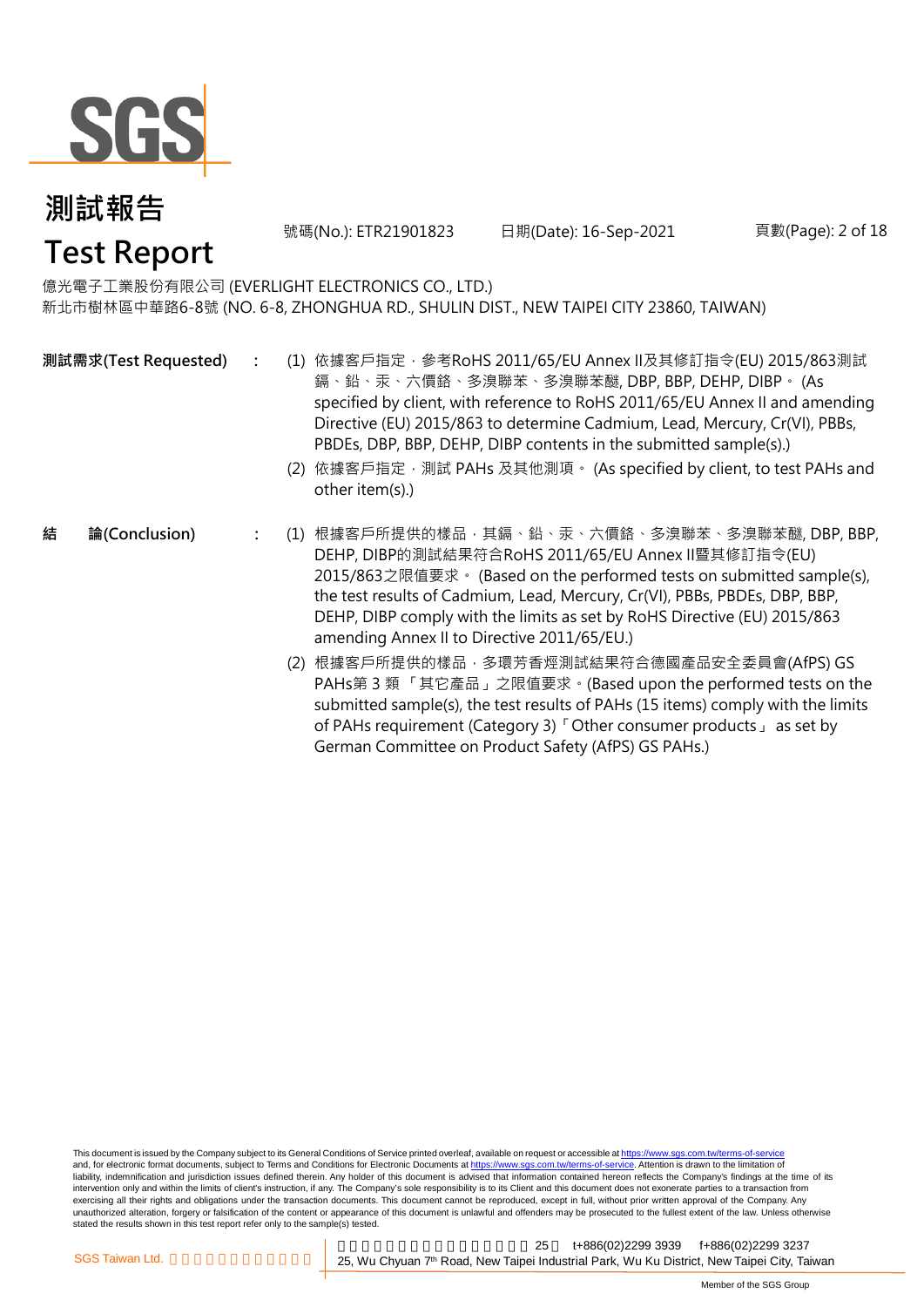# 測試報告

# Test Report

號碼(No.): ETR21901823　日期(Date): 16-Sep-2021

億光電子工業股份有限公司 (EVERLIGHT ELECTRONICS CO., LTD.)
新北市樹林區中華路6-8號 (NO. 6-8, ZHONGHUA RD., SHULIN DIST., NEW TAIPEI CITY 23860, TAIWAN)

**測試需求(Test Requested)** :

(1) 依據客戶指定，參考RoHS 2011/65/EU Annex II及其修訂指令(EU) 2015/863測試鎘、鉛、汞、六價鉻、多溴聯苯、多溴聯苯醚, DBP, BBP, DEHP, DIBP。 (As specified by client, with reference to RoHS 2011/65/EU Annex II and amending Directive (EU) 2015/863 to determine Cadmium, Lead, Mercury, Cr(VI), PBBs, PBDEs, DBP, BBP, DEHP, DIBP contents in the submitted sample(s).)

(2) 依據客戶指定，測試 PAHs 及其他測項。 (As specified by client, to test PAHs and other item(s).)

**結　論(Conclusion)** :

(1) 根據客戶所提供的樣品，其鎘、鉛、汞、六價鉻、多溴聯苯、多溴聯苯醚, DBP, BBP, DEHP, DIBP的測試結果符合RoHS 2011/65/EU Annex II暨其修訂指令(EU) 2015/863之限值要求。 (Based on the performed tests on submitted sample(s), the test results of Cadmium, Lead, Mercury, Cr(VI), PBBs, PBDEs, DBP, BBP, DEHP, DIBP comply with the limits as set by RoHS Directive (EU) 2015/863 amending Annex II to Directive 2011/65/EU.)

(2) 根據客戶所提供的樣品，多環芳香烴測試結果符合德國產品安全委員會(AfPS) GS PAHs第 3 類 「其它產品」之限值要求。(Based upon the performed tests on the submitted sample(s), the test results of PAHs (15 items) comply with the limits of PAHs requirement (Category 3)「Other consumer products」 as set by German Committee on Product Safety (AfPS) GS PAHs.)

This document is issued by the Company subject to its General Conditions of Service printed overleaf, available on request or accessible at https://www.sgs.com.tw/terms-of-service and, for electronic format documents, subject to Terms and Conditions for Electronic Documents at https://www.sgs.com.tw/terms-of-service. Attention is drawn to the limitation of liability, indemnification and jurisdiction issues defined therein. Any holder of this document is advised that information contained hereon reflects the Company's findings at the time of its intervention only and within the limits of client's instruction, if any. The Company's sole responsibility is to its Client and this document does not exonerate parties to a transaction from exercising all their rights and obligations under the transaction documents. This document cannot be reproduced, except in full, without prior written approval of the Company. Any unauthorized alteration, forgery or falsification of the content or appearance of this document is unlawful and offenders may be prosecuted to the fullest extent of the law. Unless otherwise stated the results shown in this test report refer only to the sample(s) tested.

SGS Taiwan Ltd. 　25　t+886(02)2299 3939　f+886(02)2299 3237
25, Wu Chyuan 7th Road, New Taipei Industrial Park, Wu Ku District, New Taipei City, Taiwan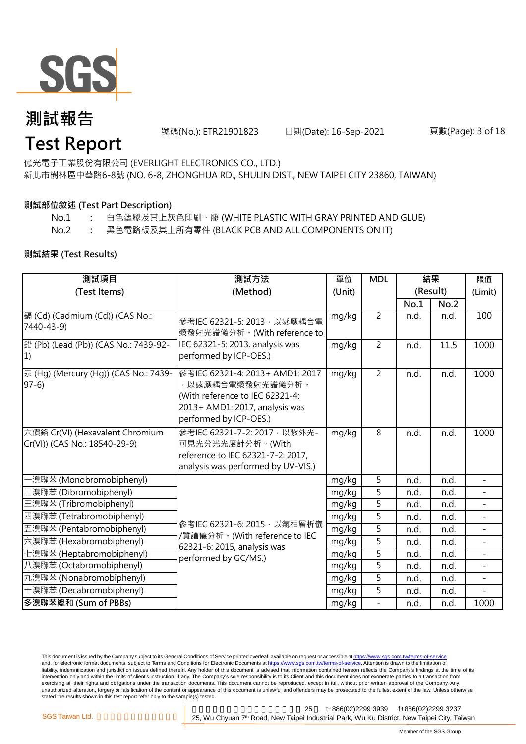# 測試報告

# Test Report

號碼(No.): ETR21901823　　日期(Date): 16-Sep-2021

億光電子工業股份有限公司 (EVERLIGHT ELECTRONICS CO., LTD.)

新北市樹林區中華路6-8號 (NO. 6-8, ZHONGHUA RD., SHULIN DIST., NEW TAIPEI CITY 23860, TAIWAN)

**測試部位敘述 (Test Part Description)**

No.1　:　白色塑膠及其上灰色印刷、膠 (WHITE PLASTIC WITH GRAY PRINTED AND GLUE)

No.2　:　黑色電路板及其上所有零件 (BLACK PCB AND ALL COMPONENTS ON IT)

**測試結果 (Test Results)**

| 測試項目 (Test Items) | 測試方法 (Method) | 單位 (Unit) | MDL | 結果 (Result) | | 限值 (Limit) |
|---|---|---|---|---|---|---|
| | | | | No.1 | No.2 | |
| 鎘 (Cd) (Cadmium (Cd)) (CAS No.: 7440-43-9) | 參考IEC 62321-5: 2013，以感應耦合電漿發射光譜儀分析。(With reference to IEC 62321-5: 2013, analysis was performed by ICP-OES.) | mg/kg | 2 | n.d. | n.d. | 100 |
| 鉛 (Pb) (Lead (Pb)) (CAS No.: 7439-92-1) | | mg/kg | 2 | n.d. | 11.5 | 1000 |
| 汞 (Hg) (Mercury (Hg)) (CAS No.: 7439-97-6) | 參考IEC 62321-4: 2013+ AMD1: 2017，以感應耦合電漿發射光譜儀分析。(With reference to IEC 62321-4: 2013+ AMD1: 2017, analysis was performed by ICP-OES.) | mg/kg | 2 | n.d. | n.d. | 1000 |
| 六價鉻 Cr(VI) (Hexavalent Chromium Cr(VI)) (CAS No.: 18540-29-9) | 參考IEC 62321-7-2: 2017，以紫外光-可見光分光光度計分析。(With reference to IEC 62321-7-2: 2017, analysis was performed by UV-VIS.) | mg/kg | 8 | n.d. | n.d. | 1000 |
| 一溴聯苯 (Monobromobiphenyl) | 參考IEC 62321-6: 2015，以氣相層析儀/質譜儀分析。(With reference to IEC 62321-6: 2015, analysis was performed by GC/MS.) | mg/kg | 5 | n.d. | n.d. | - |
| 二溴聯苯 (Dibromobiphenyl) | | mg/kg | 5 | n.d. | n.d. | - |
| 三溴聯苯 (Tribromobiphenyl) | | mg/kg | 5 | n.d. | n.d. | - |
| 四溴聯苯 (Tetrabromobiphenyl) | | mg/kg | 5 | n.d. | n.d. | - |
| 五溴聯苯 (Pentabromobiphenyl) | | mg/kg | 5 | n.d. | n.d. | - |
| 六溴聯苯 (Hexabromobiphenyl) | | mg/kg | 5 | n.d. | n.d. | - |
| 七溴聯苯 (Heptabromobiphenyl) | | mg/kg | 5 | n.d. | n.d. | - |
| 八溴聯苯 (Octabromobiphenyl) | | mg/kg | 5 | n.d. | n.d. | - |
| 九溴聯苯 (Nonabromobiphenyl) | | mg/kg | 5 | n.d. | n.d. | - |
| 十溴聯苯 (Decabromobiphenyl) | | mg/kg | 5 | n.d. | n.d. | - |
| **多溴聯苯總和 (Sum of PBBs)** | | mg/kg | - | n.d. | n.d. | 1000 |

This document is issued by the Company subject to its General Conditions of Service printed overleaf, available on request or accessible at https://www.sgs.com.tw/terms-of-service and, for electronic format documents, subject to Terms and Conditions for Electronic Documents at https://www.sgs.com.tw/terms-of-service. Attention is drawn to the limitation of liability, indemnification and jurisdiction issues defined therein. Any holder of this document is advised that information contained hereon reflects the Company's findings at the time of its intervention only and within the limits of client's instruction, if any. The Company's sole responsibility is to its Client and this document does not exonerate parties to a transaction from exercising all their rights and obligations under the transaction documents. This document cannot be reproduced, except in full, without prior written approval of the Company. Any unauthorized alteration, forgery or falsification of the content or appearance of this document is unlawful and offenders may be prosecuted to the fullest extent of the law. Unless otherwise stated the results shown in this test report refer only to the sample(s) tested.

SGS Taiwan Ltd. t+886(02)2299 3939 f+886(02)2299 3237

25, Wu Chyuan 7th Road, New Taipei Industrial Park, Wu Ku District, New Taipei City, Taiwan

Member of the SGS Group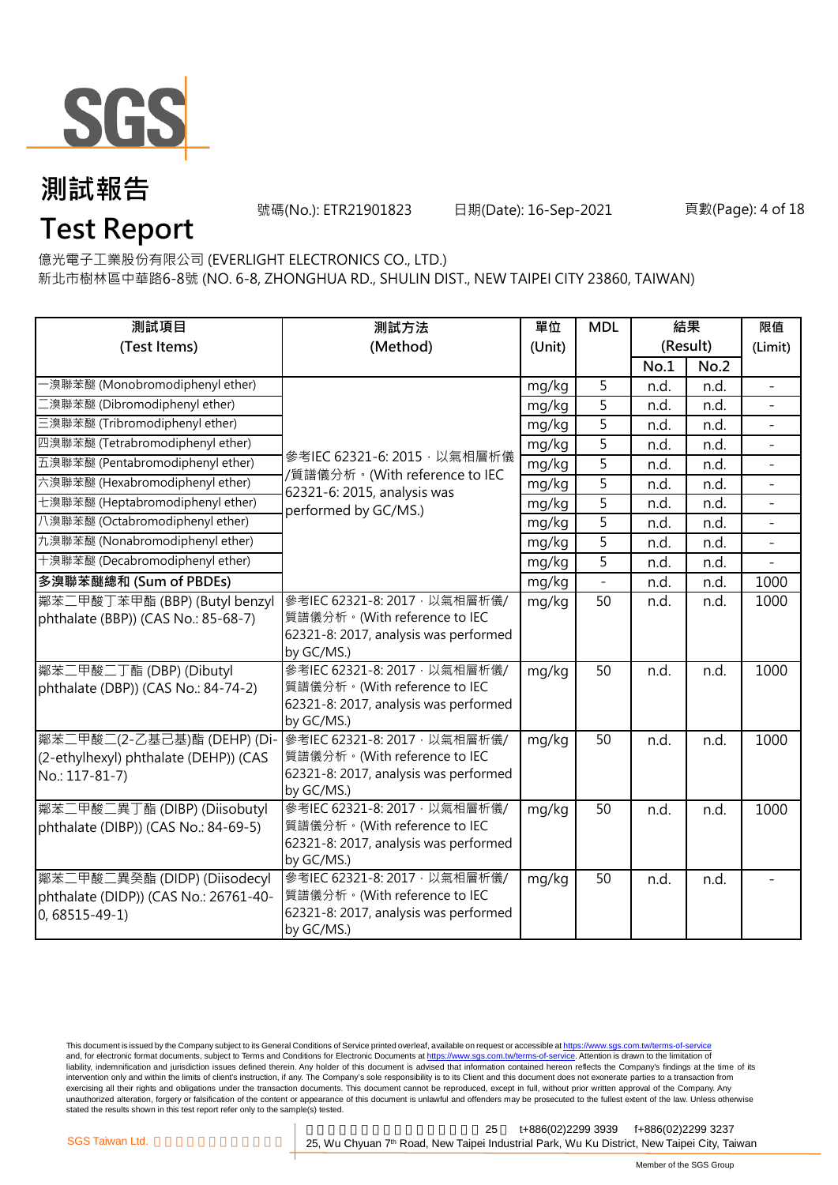# 測試報告

# Test Report

號碼(No.): ETR21901823　　日期(Date): 16-Sep-2021

億光電子工業股份有限公司 (EVERLIGHT ELECTRONICS CO., LTD.)
新北市樹林區中華路6-8號 (NO. 6-8, ZHONGHUA RD., SHULIN DIST., NEW TAIPEI CITY 23860, TAIWAN)

| 測試項目 (Test Items) | 測試方法 (Method) | 單位 (Unit) | MDL | 結果 (Result) | | 限值 (Limit) |
|---|---|---|---|---|---|---|
| | | | | No.1 | No.2 | |
| 一溴聯苯醚 (Monobromodiphenyl ether) | 參考IEC 62321-6: 2015，以氣相層析儀/質譜儀分析。(With reference to IEC 62321-6: 2015, analysis was performed by GC/MS.) | mg/kg | 5 | n.d. | n.d. | - |
| 二溴聯苯醚 (Dibromodiphenyl ether) | | mg/kg | 5 | n.d. | n.d. | - |
| 三溴聯苯醚 (Tribromodiphenyl ether) | | mg/kg | 5 | n.d. | n.d. | - |
| 四溴聯苯醚 (Tetrabromodiphenyl ether) | | mg/kg | 5 | n.d. | n.d. | - |
| 五溴聯苯醚 (Pentabromodiphenyl ether) | | mg/kg | 5 | n.d. | n.d. | - |
| 六溴聯苯醚 (Hexabromodiphenyl ether) | | mg/kg | 5 | n.d. | n.d. | - |
| 七溴聯苯醚 (Heptabromodiphenyl ether) | | mg/kg | 5 | n.d. | n.d. | - |
| 八溴聯苯醚 (Octabromodiphenyl ether) | | mg/kg | 5 | n.d. | n.d. | - |
| 九溴聯苯醚 (Nonabromodiphenyl ether) | | mg/kg | 5 | n.d. | n.d. | - |
| 十溴聯苯醚 (Decabromodiphenyl ether) | | mg/kg | 5 | n.d. | n.d. | - |
| **多溴聯苯醚總和 (Sum of PBDEs)** | | mg/kg | - | n.d. | n.d. | 1000 |
| 鄰苯二甲酸丁苯甲酯 (BBP) (Butyl benzyl phthalate (BBP)) (CAS No.: 85-68-7) | 參考IEC 62321-8: 2017，以氣相層析儀/質譜儀分析。(With reference to IEC 62321-8: 2017, analysis was performed by GC/MS.) | mg/kg | 50 | n.d. | n.d. | 1000 |
| 鄰苯二甲酸二丁酯 (DBP) (Dibutyl phthalate (DBP)) (CAS No.: 84-74-2) | 參考IEC 62321-8: 2017，以氣相層析儀/質譜儀分析。(With reference to IEC 62321-8: 2017, analysis was performed by GC/MS.) | mg/kg | 50 | n.d. | n.d. | 1000 |
| 鄰苯二甲酸二(2-乙基己基)酯 (DEHP) (Di-(2-ethylhexyl) phthalate (DEHP)) (CAS No.: 117-81-7) | 參考IEC 62321-8: 2017，以氣相層析儀/質譜儀分析。(With reference to IEC 62321-8: 2017, analysis was performed by GC/MS.) | mg/kg | 50 | n.d. | n.d. | 1000 |
| 鄰苯二甲酸二異丁酯 (DIBP) (Diisobutyl phthalate (DIBP)) (CAS No.: 84-69-5) | 參考IEC 62321-8: 2017，以氣相層析儀/質譜儀分析。(With reference to IEC 62321-8: 2017, analysis was performed by GC/MS.) | mg/kg | 50 | n.d. | n.d. | 1000 |
| 鄰苯二甲酸二異癸酯 (DIDP) (Diisodecyl phthalate (DIDP)) (CAS No.: 26761-40-0, 68515-49-1) | 參考IEC 62321-8: 2017，以氣相層析儀/質譜儀分析。(With reference to IEC 62321-8: 2017, analysis was performed by GC/MS.) | mg/kg | 50 | n.d. | n.d. | - |

This document is issued by the Company subject to its General Conditions of Service printed overleaf, available on request or accessible at https://www.sgs.com.tw/terms-of-service and, for electronic format documents, subject to Terms and Conditions for Electronic Documents at https://www.sgs.com.tw/terms-of-service. Attention is drawn to the limitation of liability, indemnification and jurisdiction issues defined therein. Any holder of this document is advised that information contained hereon reflects the Company's findings at the time of its intervention only and within the limits of client's instruction, if any. The Company's sole responsibility is to its Client and this document does not exonerate parties to a transaction from exercising all their rights and obligations under the transaction documents. This document cannot be reproduced, except in full, without prior written approval of the Company. Any unauthorized alteration, forgery or falsification of the content or appearance of this document is unlawful and offenders may be prosecuted to the fullest extent of the law. Unless otherwise stated the results shown in this test report refer only to the sample(s) tested.

SGS Taiwan Ltd. 25, Wu Chyuan 7th Road, New Taipei Industrial Park, Wu Ku District, New Taipei City, Taiwan t+886(02)2299 3939 f+886(02)2299 3237

Member of the SGS Group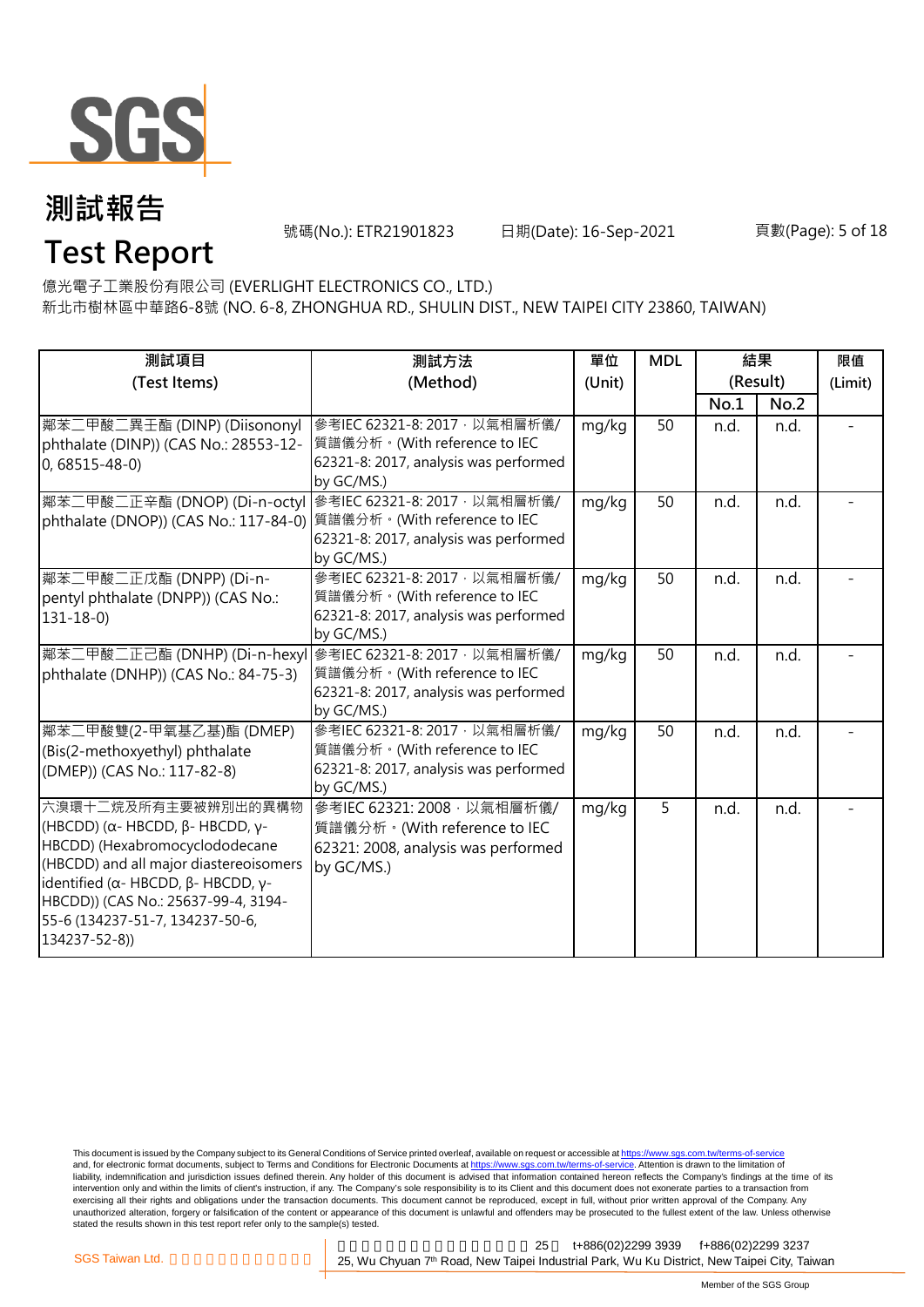# 測試報告

# Test Report

號碼(No.): ETR21901823 日期(Date): 16-Sep-2021

億光電子工業股份有限公司 (EVERLIGHT ELECTRONICS CO., LTD.)
新北市樹林區中華路6-8號 (NO. 6-8, ZHONGHUA RD., SHULIN DIST., NEW TAIPEI CITY 23860, TAIWAN)

| 測試項目 (Test Items) | 測試方法 (Method) | 單位 (Unit) | MDL | 結果 (Result) | | 限值 (Limit) |
|---|---|---|---|---|---|---|
| | | | | No.1 | No.2 | |
| 鄰苯二甲酸二異壬酯 (DINP) (Diisononyl phthalate (DINP)) (CAS No.: 28553-12-0, 68515-48-0) | 參考IEC 62321-8: 2017，以氣相層析儀/質譜儀分析。(With reference to IEC 62321-8: 2017, analysis was performed by GC/MS.) | mg/kg | 50 | n.d. | n.d. | - |
| 鄰苯二甲酸二正辛酯 (DNOP) (Di-n-octyl phthalate (DNOP)) (CAS No.: 117-84-0) | 參考IEC 62321-8: 2017，以氣相層析儀/質譜儀分析。(With reference to IEC 62321-8: 2017, analysis was performed by GC/MS.) | mg/kg | 50 | n.d. | n.d. | - |
| 鄰苯二甲酸二正戊酯 (DNPP) (Di-n-pentyl phthalate (DNPP)) (CAS No.: 131-18-0) | 參考IEC 62321-8: 2017，以氣相層析儀/質譜儀分析。(With reference to IEC 62321-8: 2017, analysis was performed by GC/MS.) | mg/kg | 50 | n.d. | n.d. | - |
| 鄰苯二甲酸二正己酯 (DNHP) (Di-n-hexyl phthalate (DNHP)) (CAS No.: 84-75-3) | 參考IEC 62321-8: 2017，以氣相層析儀/質譜儀分析。(With reference to IEC 62321-8: 2017, analysis was performed by GC/MS.) | mg/kg | 50 | n.d. | n.d. | - |
| 鄰苯二甲酸雙(2-甲氧基乙基)酯 (DMEP) (Bis(2-methoxyethyl) phthalate (DMEP)) (CAS No.: 117-82-8) | 參考IEC 62321-8: 2017，以氣相層析儀/質譜儀分析。(With reference to IEC 62321-8: 2017, analysis was performed by GC/MS.) | mg/kg | 50 | n.d. | n.d. | - |
| 六溴環十二烷及所有主要被辨別出的異構物 (HBCDD) (α- HBCDD, β- HBCDD, γ- HBCDD) (Hexabromocyclododecane (HBCDD) and all major diastereoisomers identified (α- HBCDD, β- HBCDD, γ- HBCDD)) (CAS No.: 25637-99-4, 3194-55-6 (134237-51-7, 134237-50-6, 134237-52-8)) | 參考IEC 62321: 2008，以氣相層析儀/質譜儀分析。(With reference to IEC 62321: 2008, analysis was performed by GC/MS.) | mg/kg | 5 | n.d. | n.d. | - |

This document is issued by the Company subject to its General Conditions of Service printed overleaf, available on request or accessible at https://www.sgs.com.tw/terms-of-service and, for electronic format documents, subject to Terms and Conditions for Electronic Documents at https://www.sgs.com.tw/terms-of-service. Attention is drawn to the limitation of liability, indemnification and jurisdiction issues defined therein. Any holder of this document is advised that information contained hereon reflects the Company's findings at the time of its intervention only and within the limits of client's instruction, if any. The Company's sole responsibility is to its Client and this document does not exonerate parties to a transaction from exercising all their rights and obligations under the transaction documents. This document cannot be reproduced, except in full, without prior written approval of the Company. Any unauthorized alteration, forgery or falsification of the content or appearance of this document is unlawful and offenders may be prosecuted to the fullest extent of the law. Unless otherwise stated the results shown in this test report refer only to the sample(s) tested.

SGS Taiwan Ltd. 25, Wu Chyuan 7th Road, New Taipei Industrial Park, Wu Ku District, New Taipei City, Taiwan t+886(02)2299 3939 f+886(02)2299 3237

Member of the SGS Group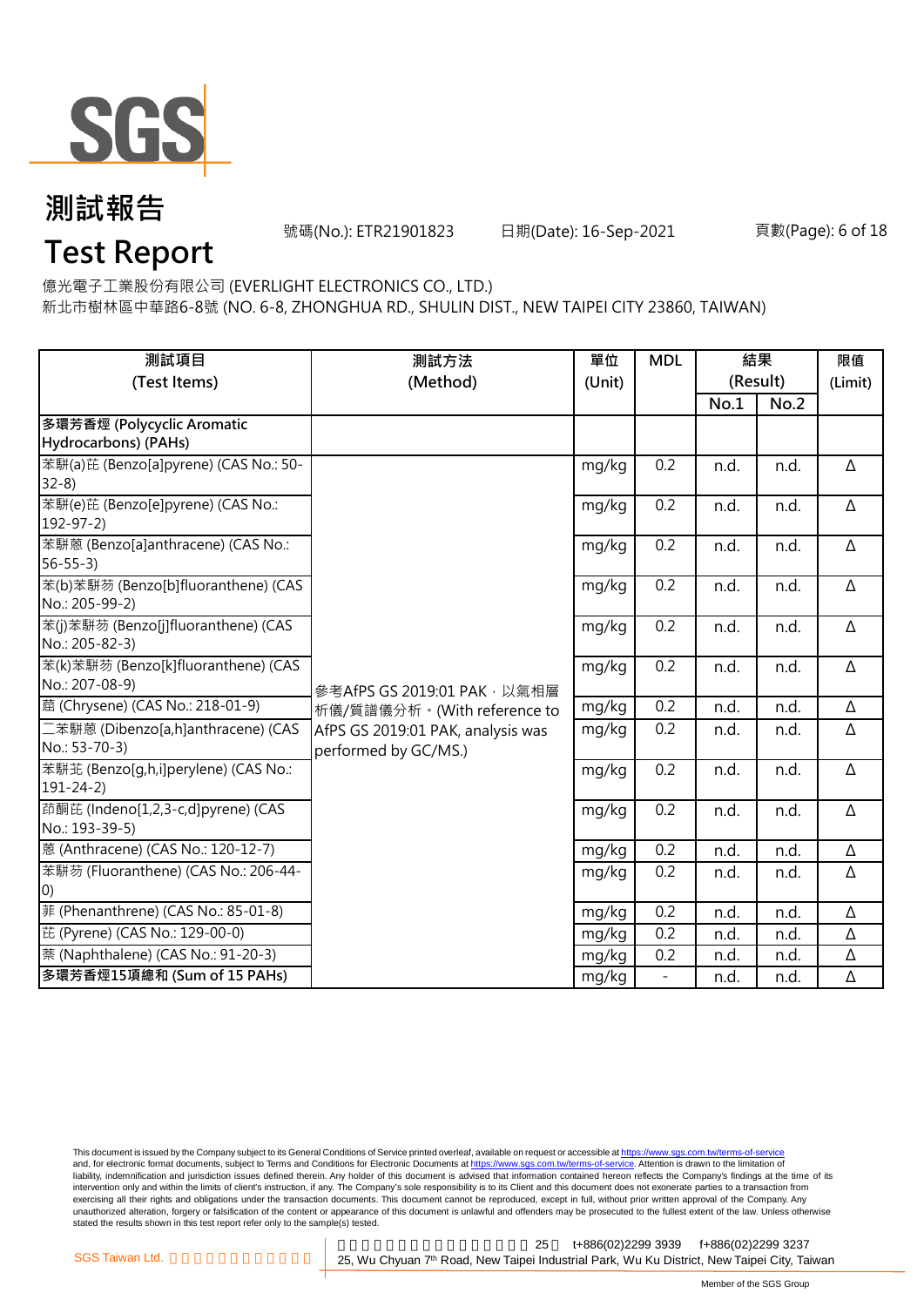# 測試報告

# Test Report

號碼(No.): ETR21901823　　日期(Date): 16-Sep-2021

億光電子工業股份有限公司 (EVERLIGHT ELECTRONICS CO., LTD.)
新北市樹林區中華路6-8號 (NO. 6-8, ZHONGHUA RD., SHULIN DIST., NEW TAIPEI CITY 23860, TAIWAN)

| 測試項目 (Test Items) | 測試方法 (Method) | 單位 (Unit) | MDL | 結果 (Result) | | 限值 (Limit) |
|---|---|---|---|---|---|---|
| | | | | No.1 | No.2 | |
| 多環芳香烴 (Polycyclic Aromatic Hydrocarbons) (PAHs) | | | | | | |
| 苯駢(a)芘 (Benzo[a]pyrene) (CAS No.: 50-32-8) | 參考AfPS GS 2019:01 PAK，以氣相層析儀/質譜儀分析。(With reference to AfPS GS 2019:01 PAK, analysis was performed by GC/MS.) | mg/kg | 0.2 | n.d. | n.d. | Δ |
| 苯駢(e)芘 (Benzo[e]pyrene) (CAS No.: 192-97-2) | | mg/kg | 0.2 | n.d. | n.d. | Δ |
| 苯駢蒽 (Benzo[a]anthracene) (CAS No.: 56-55-3) | | mg/kg | 0.2 | n.d. | n.d. | Δ |
| 苯(b)苯駢芴 (Benzo[b]fluoranthene) (CAS No.: 205-99-2) | | mg/kg | 0.2 | n.d. | n.d. | Δ |
| 苯(j)苯駢芴 (Benzo[j]fluoranthene) (CAS No.: 205-82-3) | | mg/kg | 0.2 | n.d. | n.d. | Δ |
| 苯(k)苯駢芴 (Benzo[k]fluoranthene) (CAS No.: 207-08-9) | | mg/kg | 0.2 | n.d. | n.d. | Δ |
| 䓛 (Chrysene) (CAS No.: 218-01-9) | | mg/kg | 0.2 | n.d. | n.d. | Δ |
| 二苯駢蒽 (Dibenzo[a,h]anthracene) (CAS No.: 53-70-3) | | mg/kg | 0.2 | n.d. | n.d. | Δ |
| 苯駢苙 (Benzo[g,h,i]perylene) (CAS No.: 191-24-2) | | mg/kg | 0.2 | n.d. | n.d. | Δ |
| 茚酮芘 (Indeno[1,2,3-c,d]pyrene) (CAS No.: 193-39-5) | | mg/kg | 0.2 | n.d. | n.d. | Δ |
| 蒽 (Anthracene) (CAS No.: 120-12-7) | | mg/kg | 0.2 | n.d. | n.d. | Δ |
| 苯駢芴 (Fluoranthene) (CAS No.: 206-44-0) | | mg/kg | 0.2 | n.d. | n.d. | Δ |
| 菲 (Phenanthrene) (CAS No.: 85-01-8) | | mg/kg | 0.2 | n.d. | n.d. | Δ |
| 芘 (Pyrene) (CAS No.: 129-00-0) | | mg/kg | 0.2 | n.d. | n.d. | Δ |
| 萘 (Naphthalene) (CAS No.: 91-20-3) | | mg/kg | 0.2 | n.d. | n.d. | Δ |
| **多環芳香烴15項總和 (Sum of 15 PAHs)** | | mg/kg | - | n.d. | n.d. | Δ |

This document is issued by the Company subject to its General Conditions of Service printed overleaf, available on request or accessible at https://www.sgs.com.tw/terms-of-service and, for electronic format documents, subject to Terms and Conditions for Electronic Documents at https://www.sgs.com.tw/terms-of-service. Attention is drawn to the limitation of liability, indemnification and jurisdiction issues defined therein. Any holder of this document is advised that information contained hereon reflects the Company's findings at the time of its intervention only and within the limits of client's instruction, if any. The Company's sole responsibility is to its Client and this document does not exonerate parties to a transaction from exercising all their rights and obligations under the transaction documents. This document cannot be reproduced, except in full, without prior written approval of the Company. Any unauthorized alteration, forgery or falsification of the content or appearance of this document is unlawful and offenders may be prosecuted to the fullest extent of the law. Unless otherwise stated the results shown in this test report refer only to the sample(s) tested.

SGS Taiwan Ltd. 25, Wu Chyuan 7th Road, New Taipei Industrial Park, Wu Ku District, New Taipei City, Taiwan t+886(02)2299 3939 f+886(02)2299 3237

Member of the SGS Group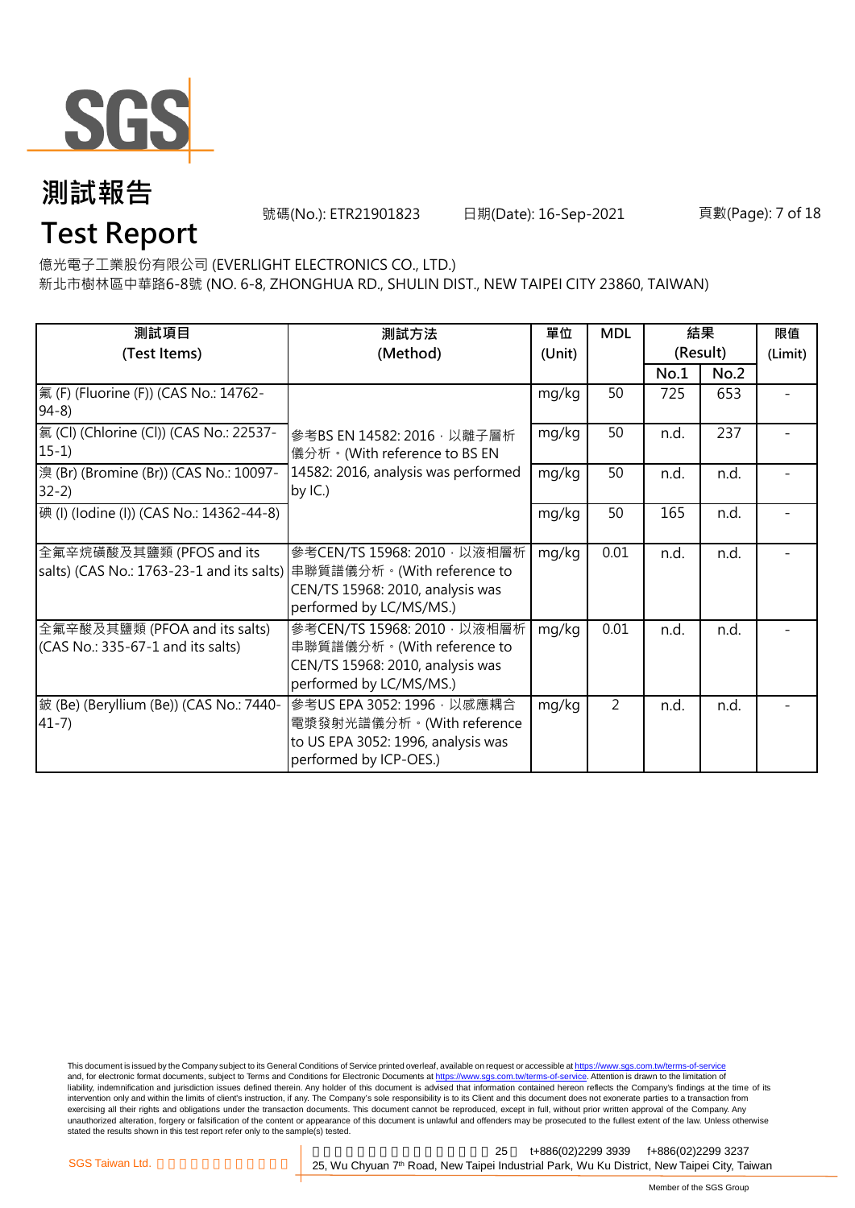# 測試報告

# Test Report

號碼(No.): ETR21901823　　日期(Date): 16-Sep-2021

億光電子工業股份有限公司 (EVERLIGHT ELECTRONICS CO., LTD.)
新北市樹林區中華路6-8號 (NO. 6-8, ZHONGHUA RD., SHULIN DIST., NEW TAIPEI CITY 23860, TAIWAN)

| 測試項目 (Test Items) | 測試方法 (Method) | 單位 (Unit) | MDL | 結果 (Result) | | 限值 (Limit) |
|---|---|---|---|---|---|---|
| | | | | No.1 | No.2 | |
| 氟 (F) (Fluorine (F)) (CAS No.: 14762-94-8) | 參考BS EN 14582: 2016，以離子層析儀分析。(With reference to BS EN 14582: 2016, analysis was performed by IC.) | mg/kg | 50 | 725 | 653 | - |
| 氯 (Cl) (Chlorine (Cl)) (CAS No.: 22537-15-1) | | mg/kg | 50 | n.d. | 237 | - |
| 溴 (Br) (Bromine (Br)) (CAS No.: 10097-32-2) | | mg/kg | 50 | n.d. | n.d. | - |
| 碘 (I) (Iodine (I)) (CAS No.: 14362-44-8) | | mg/kg | 50 | 165 | n.d. | - |
| 全氟辛烷磺酸及其鹽類 (PFOS and its salts) (CAS No.: 1763-23-1 and its salts) | 參考CEN/TS 15968: 2010，以液相層析串聯質譜儀分析。(With reference to CEN/TS 15968: 2010, analysis was performed by LC/MS/MS.) | mg/kg | 0.01 | n.d. | n.d. | - |
| 全氟辛酸及其鹽類 (PFOA and its salts) (CAS No.: 335-67-1 and its salts) | 參考CEN/TS 15968: 2010，以液相層析串聯質譜儀分析。(With reference to CEN/TS 15968: 2010, analysis was performed by LC/MS/MS.) | mg/kg | 0.01 | n.d. | n.d. | - |
| 鈹 (Be) (Beryllium (Be)) (CAS No.: 7440-41-7) | 參考US EPA 3052: 1996，以感應耦合電漿發射光譜儀分析。(With reference to US EPA 3052: 1996, analysis was performed by ICP-OES.) | mg/kg | 2 | n.d. | n.d. | - |

This document is issued by the Company subject to its General Conditions of Service printed overleaf, available on request or accessible at https://www.sgs.com.tw/terms-of-service and, for electronic format documents, subject to Terms and Conditions for Electronic Documents at https://www.sgs.com.tw/terms-of-service. Attention is drawn to the limitation of liability, indemnification and jurisdiction issues defined therein. Any holder of this document is advised that information contained hereon reflects the Company's findings at the time of its intervention only and within the limits of client's instruction, if any. The Company's sole responsibility is to its Client and this document does not exonerate parties to a transaction from exercising all their rights and obligations under the transaction documents. This document cannot be reproduced, except in full, without prior written approval of the Company. Any unauthorized alteration, forgery or falsification of the content or appearance of this document is unlawful and offenders may be prosecuted to the fullest extent of the law. Unless otherwise stated the results shown in this test report refer only to the sample(s) tested.

SGS Taiwan Ltd. | 25, Wu Chyuan 7th Road, New Taipei Industrial Park, Wu Ku District, New Taipei City, Taiwan | t+886(02)2299 3939 | f+886(02)2299 3237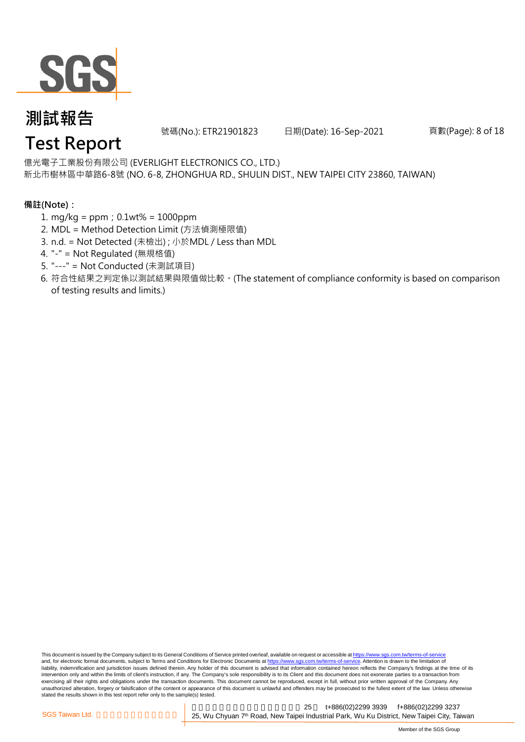億光電子工業股份有限公司 (EVERLIGHT ELECTRONICS CO., LTD.)
新北市樹林區中華路6-8號 (NO. 6-8, ZHONGHUA RD., SHULIN DIST., NEW TAIPEI CITY 23860, TAIWAN)

**備註(Note)：**

1. mg/kg = ppm；0.1wt% = 1000ppm
2. MDL = Method Detection Limit (方法偵測極限值)
3. n.d. = Not Detected (未檢出) ; 小於MDL / Less than MDL
4. "-" = Not Regulated (無規格值)
5. "---" = Not Conducted (未測試項目)
6. 符合性結果之判定係以測試結果與限值做比較。(The statement of compliance conformity is based on comparison of testing results and limits.)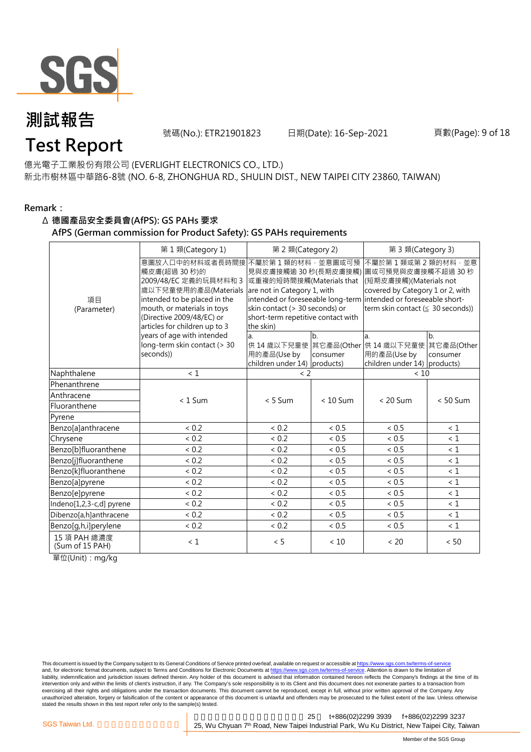# 測試報告

# Test Report

號碼(No.): ETR21901823　　日期(Date): 16-Sep-2021

億光電子工業股份有限公司 (EVERLIGHT ELECTRONICS CO., LTD.)
新北市樹林區中華路6-8號 (NO. 6-8, ZHONGHUA RD., SHULIN DIST., NEW TAIPEI CITY 23860, TAIWAN)

**Remark：**

**Δ 德國產品安全委員會(AfPS): GS PAHs 要求**
**AfPS (German commission for Product Safety): GS PAHs requirements**

| 項目 (Parameter) | 第 1 類(Category 1) | 第 2 類(Category 2) | | 第 3 類(Category 3) | |
|---|---|---|---|---|---|
| | 意圖放入口中的材料或者長時間接觸皮膚(超過 30 秒)的 2009/48/EC 定義的玩具材料和 3 歲以下兒童使用的產品(Materials intended to be placed in the mouth, or materials in toys (Directive 2009/48/EC) or articles for children up to 3 years of age with intended long-term skin contact (> 30 seconds)) | 不屬於第 1 類的材料，並意圖或可預見與皮膚接觸逾 30 秒(長期皮膚接觸)或重複的短時間接觸(Materials that are not in Category 1, with intended or foreseeable long-term skin contact (> 30 seconds) or short-term repetitive contact with the skin) | | 不屬於第 1 類或第 2 類的材料，並意圖或可預見與皮膚接觸不超過 30 秒(短期皮膚接觸)(Materials not covered by Category 1 or 2, with intended or foreseeable short-term skin contact (≤ 30 seconds)) | |
| | | a. 供 14 歲以下兒童使用的產品(Use by children under 14) | b. 其它產品(Other consumer products) | a. 供 14 歲以下兒童使用的產品(Use by children under 14) | b. 其它產品(Other consumer products) |
| Naphthalene | < 1 | < 2 | | < 10 | |
| Phenanthrene | < 1 Sum | < 5 Sum | < 10 Sum | < 20 Sum | < 50 Sum |
| Anthracene | | | | | |
| Fluoranthene | | | | | |
| Pyrene | | | | | |
| Benzo[a]anthracene | < 0.2 | < 0.2 | < 0.5 | < 0.5 | < 1 |
| Chrysene | < 0.2 | < 0.2 | < 0.5 | < 0.5 | < 1 |
| Benzo[b]fluoranthene | < 0.2 | < 0.2 | < 0.5 | < 0.5 | < 1 |
| Benzo[j]fluoranthene | < 0.2 | < 0.2 | < 0.5 | < 0.5 | < 1 |
| Benzo[k]fluoranthene | < 0.2 | < 0.2 | < 0.5 | < 0.5 | < 1 |
| Benzo[a]pyrene | < 0.2 | < 0.2 | < 0.5 | < 0.5 | < 1 |
| Benzo[e]pyrene | < 0.2 | < 0.2 | < 0.5 | < 0.5 | < 1 |
| Indeno[1,2,3-c,d] pyrene | < 0.2 | < 0.2 | < 0.5 | < 0.5 | < 1 |
| Dibenzo[a,h]anthracene | < 0.2 | < 0.2 | < 0.5 | < 0.5 | < 1 |
| Benzo[g,h,i]perylene | < 0.2 | < 0.2 | < 0.5 | < 0.5 | < 1 |
| 15 項 PAH 總濃度 (Sum of 15 PAH) | < 1 | < 5 | < 10 | < 20 | < 50 |

單位(Unit)：mg/kg

This document is issued by the Company subject to its General Conditions of Service printed overleaf, available on request or accessible at https://www.sgs.com.tw/terms-of-service and, for electronic format documents, subject to Terms and Conditions for Electronic Documents at https://www.sgs.com.tw/terms-of-service. Attention is drawn to the limitation of liability, indemnification and jurisdiction issues defined therein. Any holder of this document is advised that information contained hereon reflects the Company's findings at the time of its intervention only and within the limits of client's instruction, if any. The Company's sole responsibility is to its Client and this document does not exonerate parties to a transaction from exercising all their rights and obligations under the transaction documents. This document cannot be reproduced, except in full, without prior written approval of the Company. Any unauthorized alteration, forgery or falsification of the content or appearance of this document is unlawful and offenders may be prosecuted to the fullest extent of the law. Unless otherwise stated the results shown in this test report refer only to the sample(s) tested.

SGS Taiwan Ltd. 台灣檢驗科技股份有限公司 | 新北市五股區新北產業園區五權七路25號 t+886(02)2299 3939 f+886(02)2299 3237
25, Wu Chyuan 7th Road, New Taipei Industrial Park, Wu Ku District, New Taipei City, Taiwan

Member of the SGS Group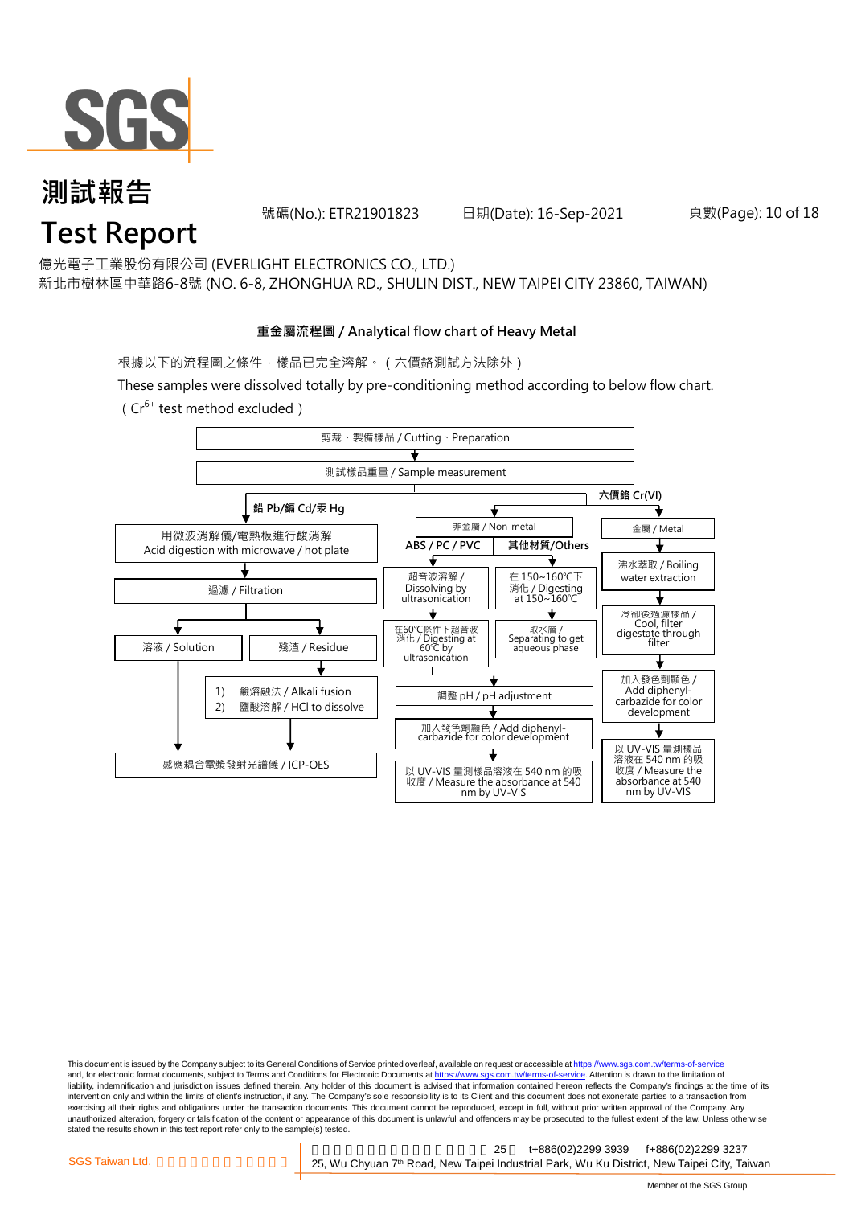# 測試報告

# Test Report

號碼(No.): ETR21901823　　日期(Date): 16-Sep-2021

億光電子工業股份有限公司 (EVERLIGHT ELECTRONICS CO., LTD.)

新北市樹林區中華路6-8號 (NO. 6-8, ZHONGHUA RD., SHULIN DIST., NEW TAIPEI CITY 23860, TAIWAN)

## 重金屬流程圖 / Analytical flow chart of Heavy Metal

根據以下的流程圖之條件，樣品已完全溶解。（六價鉻測試方法除外）

These samples were dissolved totally by pre-conditioning method according to below flow chart. ( $Cr^{6+}$ test method excluded )

剪裁、製備樣品 / Cutting、Preparation
↓
測試樣品重量 / Sample measurement

**鉛 Pb/鎘 Cd/汞 Hg**

- 用微波消解儀/電熱板進行酸消解 / Acid digestion with microwave / hot plate
- ↓ 過濾 / Filtration
- → 溶液 / Solution → 感應耦合電漿發射光譜儀 / ICP-OES
- → 殘渣 / Residue → 1) 鹼熔融法 / Alkali fusion 2) 鹽酸溶解 / HCl to dissolve → 感應耦合電漿發射光譜儀 / ICP-OES

**六價鉻 Cr(VI)**

非金屬 / Non-metal

- ABS / PC / PVC → 超音波溶解 / Dissolving by ultrasonication → 在60℃條件下超音波消化 / Digesting at 60℃ by ultrasonication
- 其他材質/Others → 在 150~160℃下消化 / Digesting at 150~160℃ → 取水層 / Separating to get aqueous phase
- → 調整 pH / pH adjustment → 加入發色劑顯色 / Add diphenyl-carbazide for color development → 以 UV-VIS 量測樣品溶液在 540 nm 的吸收度 / Measure the absorbance at 540 nm by UV-VIS

金屬 / Metal

- 沸水萃取 / Boiling water extraction → 冷卻後過濾樣品 / Cool, filter digestate through filter → 加入發色劑顯色 / Add diphenyl-carbazide for color development → 以 UV-VIS 量測樣品溶液在 540 nm 的吸收度 / Measure the absorbance at 540 nm by UV-VIS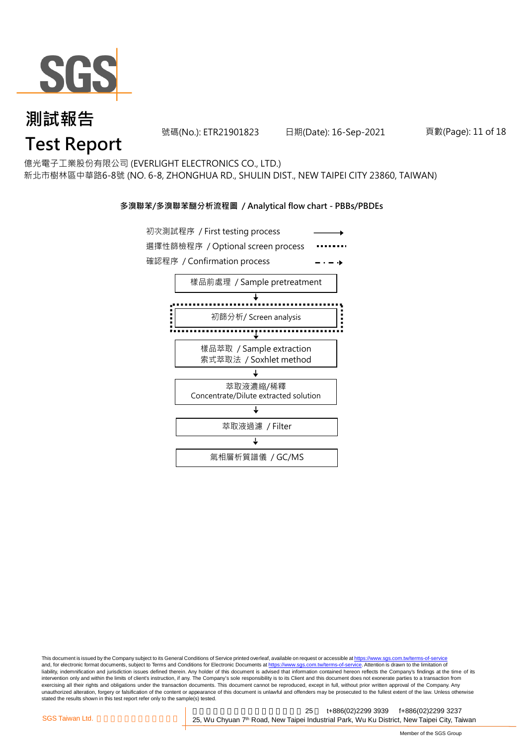# 測試報告
# Test Report

號碼(No.): ETR21901823 日期(Date): 16-Sep-2021

億光電子工業股份有限公司 (EVERLIGHT ELECTRONICS CO., LTD.)
新北市樹林區中華路6-8號 (NO. 6-8, ZHONGHUA RD., SHULIN DIST., NEW TAIPEI CITY 23860, TAIWAN)

**多溴聯苯/多溴聯苯醚分析流程圖 / Analytical flow chart - PBBs/PBDEs**

初次測試程序 / First testing process (solid arrow)
選擇性篩檢程序 / Optional screen process (dotted line)
確認程序 / Confirmation process (dash-dot arrow)

樣品前處理 / Sample pretreatment
↓
初篩分析/ Screen analysis (optional)
↓
樣品萃取 / Sample extraction
索式萃取法 / Soxhlet method
↓
萃取液濃縮/稀釋
Concentrate/Dilute extracted solution
↓
萃取液過濾 / Filter
↓
氣相層析質譜儀 / GC/MS

This document is issued by the Company subject to its General Conditions of Service printed overleaf, available on request or accessible at https://www.sgs.com.tw/terms-of-service and, for electronic format documents, subject to Terms and Conditions for Electronic Documents at https://www.sgs.com.tw/terms-of-service. Attention is drawn to the limitation of liability, indemnification and jurisdiction issues defined therein. Any holder of this document is advised that information contained hereon reflects the Company's findings at the time of its intervention only and within the limits of client's instruction, if any. The Company's sole responsibility is to its Client and this document does not exonerate parties to a transaction from exercising all their rights and obligations under the transaction documents. This document cannot be reproduced, except in full, without prior written approval of the Company. Any unauthorized alteration, forgery or falsification of the content or appearance of this document is unlawful and offenders may be prosecuted to the fullest extent of the law. Unless otherwise stated the results shown in this test report refer only to the sample(s) tested.

SGS Taiwan Ltd. 25 t+886(02)2299 3939 f+886(02)2299 3237
25, Wu Chyuan 7th Road, New Taipei Industrial Park, Wu Ku District, New Taipei City, Taiwan

Member of the SGS Group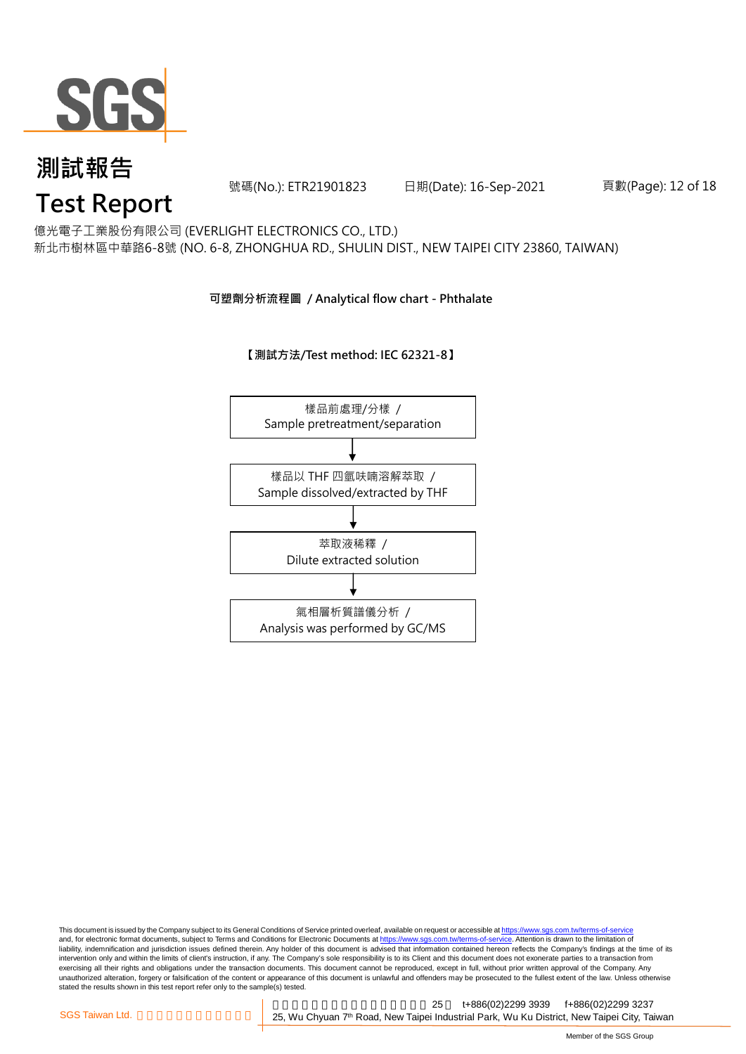# 測試報告
# Test Report

號碼(No.): ETR21901823　　日期(Date): 16-Sep-2021

億光電子工業股份有限公司 (EVERLIGHT ELECTRONICS CO., LTD.)
新北市樹林區中華路6-8號 (NO. 6-8, ZHONGHUA RD., SHULIN DIST., NEW TAIPEI CITY 23860, TAIWAN)

**可塑劑分析流程圖 / Analytical flow chart - Phthalate**

**【測試方法/Test method: IEC 62321-8】**

樣品前處理/分樣 /
Sample pretreatment/separation

↓

樣品以 THF 四氫呋喃溶解萃取 /
Sample dissolved/extracted by THF

↓

萃取液稀釋 /
Dilute extracted solution

↓

氣相層析質譜儀分析 /
Analysis was performed by GC/MS

This document is issued by the Company subject to its General Conditions of Service printed overleaf, available on request or accessible at https://www.sgs.com.tw/terms-of-service and, for electronic format documents, subject to Terms and Conditions for Electronic Documents at https://www.sgs.com.tw/terms-of-service. Attention is drawn to the limitation of liability, indemnification and jurisdiction issues defined therein. Any holder of this document is advised that information contained hereon reflects the Company's findings at the time of its intervention only and within the limits of client's instruction, if any. The Company's sole responsibility is to its Client and this document does not exonerate parties to a transaction from exercising all their rights and obligations under the transaction documents. This document cannot be reproduced, except in full, without prior written approval of the Company. Any unauthorized alteration, forgery or falsification of the content or appearance of this document is unlawful and offenders may be prosecuted to the fullest extent of the law. Unless otherwise stated the results shown in this test report refer only to the sample(s) tested.

SGS Taiwan Ltd. 台灣檢驗科技股份有限公司 | 新北市五股區新北產業園區五工路25號 t+886(02)2299 3939 f+886(02)2299 3237
25, Wu Chyuan 7th Road, New Taipei Industrial Park, Wu Ku District, New Taipei City, Taiwan

Member of the SGS Group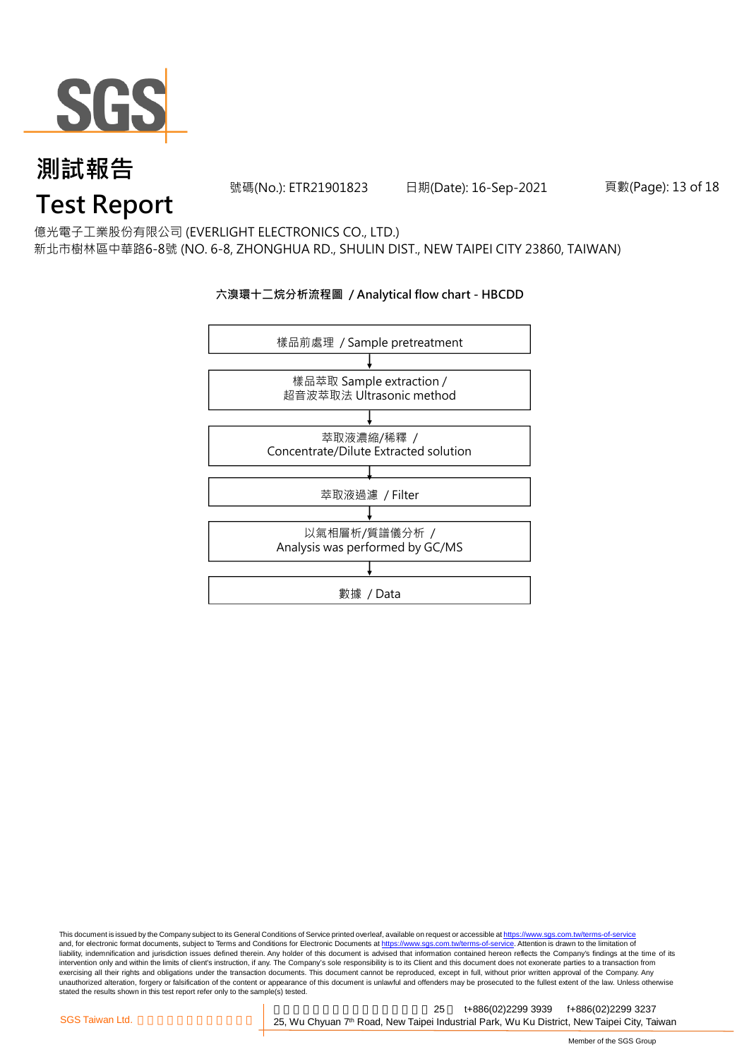# 測試報告
# Test Report

號碼(No.): ETR21901823　　日期(Date): 16-Sep-2021

億光電子工業股份有限公司 (EVERLIGHT ELECTRONICS CO., LTD.)
新北市樹林區中華路6-8號 (NO. 6-8, ZHONGHUA RD., SHULIN DIST., NEW TAIPEI CITY 23860, TAIWAN)

**六溴環十二烷分析流程圖 / Analytical flow chart - HBCDD**

樣品前處理 / Sample pretreatment

↓

樣品萃取 Sample extraction /
超音波萃取法 Ultrasonic method

↓

萃取液濃縮/稀釋 /
Concentrate/Dilute Extracted solution

↓

萃取液過濾 / Filter

↓

以氣相層析/質譜儀分析 /
Analysis was performed by GC/MS

↓

數據 / Data

This document is issued by the Company subject to its General Conditions of Service printed overleaf, available on request or accessible at https://www.sgs.com.tw/terms-of-service and, for electronic format documents, subject to Terms and Conditions for Electronic Documents at https://www.sgs.com.tw/terms-of-service. Attention is drawn to the limitation of liability, indemnification and jurisdiction issues defined therein. Any holder of this document is advised that information contained hereon reflects the Company's findings at the time of its intervention only and within the limits of client's instruction, if any. The Company's sole responsibility is to its Client and this document does not exonerate parties to a transaction from exercising all their rights and obligations under the transaction documents. This document cannot be reproduced, except in full, without prior written approval of the Company. Any unauthorized alteration, forgery or falsification of the content or appearance of this document is unlawful and offenders may be prosecuted to the fullest extent of the law. Unless otherwise stated the results shown in this test report refer only to the sample(s) tested.

SGS Taiwan Ltd. 25, Wu Chyuan 7th Road, New Taipei Industrial Park, Wu Ku District, New Taipei City, Taiwan　t+886(02)2299 3939　f+886(02)2299 3237

Member of the SGS Group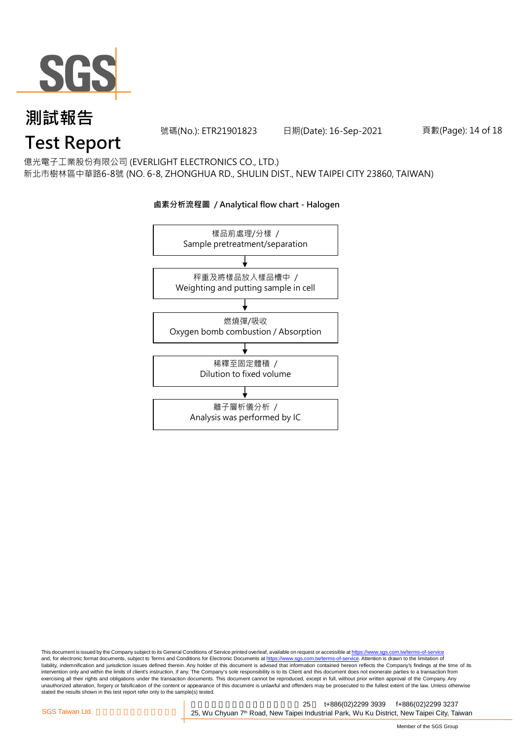# 測試報告
# Test Report

號碼(No.): ETR21901823 日期(Date): 16-Sep-2021

億光電子工業股份有限公司 (EVERLIGHT ELECTRONICS CO., LTD.)
新北市樹林區中華路6-8號 (NO. 6-8, ZHONGHUA RD., SHULIN DIST., NEW TAIPEI CITY 23860, TAIWAN)

**鹵素分析流程圖 / Analytical flow chart - Halogen**

樣品前處理/分樣 / Sample pretreatment/separation

↓

秤重及將樣品放入樣品槽中 / Weighting and putting sample in cell

↓

燃燒彈/吸收 Oxygen bomb combustion / Absorption

↓

稀釋至固定體積 / Dilution to fixed volume

↓

離子層析儀分析 / Analysis was performed by IC

This document is issued by the Company subject to its General Conditions of Service printed overleaf, available on request or accessible at https://www.sgs.com.tw/terms-of-service and, for electronic format documents, subject to Terms and Conditions for Electronic Documents at https://www.sgs.com.tw/terms-of-service. Attention is drawn to the limitation of liability, indemnification and jurisdiction issues defined therein. Any holder of this document is advised that information contained hereon reflects the Company's findings at the time of its intervention only and within the limits of client's instruction, if any. The Company's sole responsibility is to its Client and this document does not exonerate parties to a transaction from exercising all their rights and obligations under the transaction documents. This document cannot be reproduced, except in full, without prior written approval of the Company. Any unauthorized alteration, forgery or falsification of the content or appearance of this document is unlawful and offenders may be prosecuted to the fullest extent of the law. Unless otherwise stated the results shown in this test report refer only to the sample(s) tested.

SGS Taiwan Ltd. 25, Wu Chyuan 7th Road, New Taipei Industrial Park, Wu Ku District, New Taipei City, Taiwan t+886(02)2299 3939 f+886(02)2299 3237

Member of the SGS Group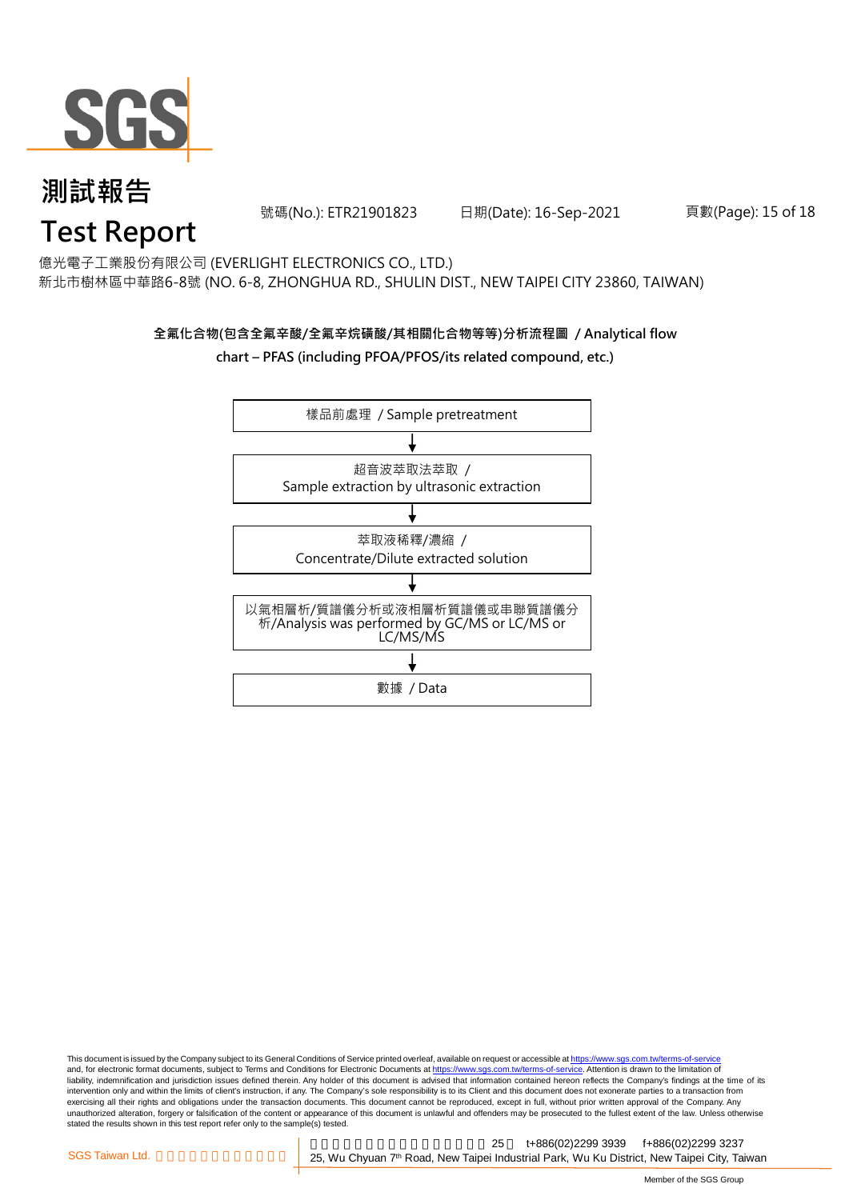# 測試報告

# Test Report

號碼(No.): ETR21901823 日期(Date): 16-Sep-2021

億光電子工業股份有限公司 (EVERLIGHT ELECTRONICS CO., LTD.)

新北市樹林區中華路6-8號 (NO. 6-8, ZHONGHUA RD., SHULIN DIST., NEW TAIPEI CITY 23860, TAIWAN)

**全氟化合物(包含全氟辛酸/全氟辛烷磺酸/其相關化合物等等)分析流程圖 / Analytical flow chart – PFAS (including PFOA/PFOS/its related compound, etc.)**

樣品前處理 / Sample pretreatment

↓

超音波萃取法萃取 / Sample extraction by ultrasonic extraction

↓

萃取液稀釋/濃縮 / Concentrate/Dilute extracted solution

↓

以氣相層析/質譜儀分析或液相層析質譜儀或串聯質譜儀分析/Analysis was performed by GC/MS or LC/MS or LC/MS/MS

↓

數據 / Data

This document is issued by the Company subject to its General Conditions of Service printed overleaf, available on request or accessible at https://www.sgs.com.tw/terms-of-service and, for electronic format documents, subject to Terms and Conditions for Electronic Documents at https://www.sgs.com.tw/terms-of-service. Attention is drawn to the limitation of liability, indemnification and jurisdiction issues defined therein. Any holder of this document is advised that information contained hereon reflects the Company's findings at the time of its intervention only and within the limits of client's instruction, if any. The Company's sole responsibility is to its Client and this document does not exonerate parties to a transaction from exercising all their rights and obligations under the transaction documents. This document cannot be reproduced, except in full, without prior written approval of the Company. Any unauthorized alteration, forgery or falsification of the content or appearance of this document is unlawful and offenders may be prosecuted to the fullest extent of the law. Unless otherwise stated the results shown in this test report refer only to the sample(s) tested.

SGS Taiwan Ltd. 25, Wu Chyuan 7th Road, New Taipei Industrial Park, Wu Ku District, New Taipei City, Taiwan t+886(02)2299 3939 f+886(02)2299 3237

Member of the SGS Group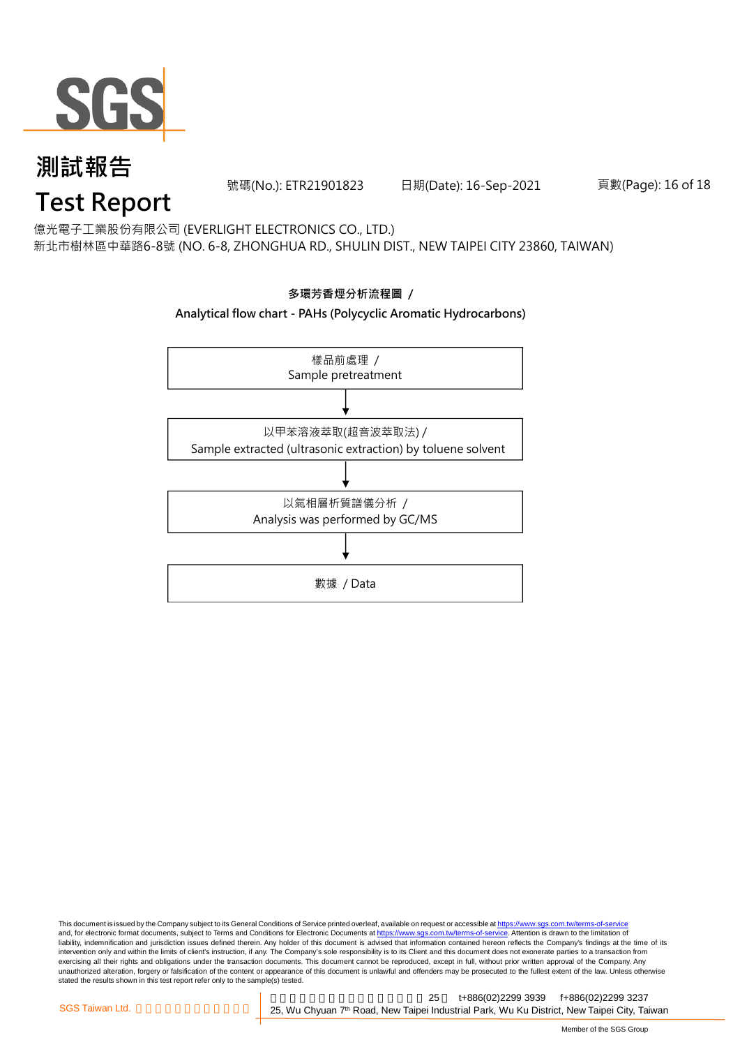# 測試報告

# Test Report

號碼(No.): ETR21901823　　日期(Date): 16-Sep-2021

億光電子工業股份有限公司 (EVERLIGHT ELECTRONICS CO., LTD.)

新北市樹林區中華路6-8號 (NO. 6-8, ZHONGHUA RD., SHULIN DIST., NEW TAIPEI CITY 23860, TAIWAN)

**多環芳香烴分析流程圖 /**

**Analytical flow chart - PAHs (Polycyclic Aromatic Hydrocarbons)**

樣品前處理 /
Sample pretreatment

↓

以甲苯溶液萃取(超音波萃取法) /
Sample extracted (ultrasonic extraction) by toluene solvent

↓

以氣相層析質譜儀分析 /
Analysis was performed by GC/MS

↓

數據 / Data

This document is issued by the Company subject to its General Conditions of Service printed overleaf, available on request or accessible at https://www.sgs.com.tw/terms-of-service and, for electronic format documents, subject to Terms and Conditions for Electronic Documents at https://www.sgs.com.tw/terms-of-service. Attention is drawn to the limitation of liability, indemnification and jurisdiction issues defined therein. Any holder of this document is advised that information contained hereon reflects the Company's findings at the time of its intervention only and within the limits of client's instruction, if any. The Company's sole responsibility is to its Client and this document does not exonerate parties to a transaction from exercising all their rights and obligations under the transaction documents. This document cannot be reproduced, except in full, without prior written approval of the Company. Any unauthorized alteration, forgery or falsification of the content or appearance of this document is unlawful and offenders may be prosecuted to the fullest extent of the law. Unless otherwise stated the results shown in this test report refer only to the sample(s) tested.

SGS Taiwan Ltd. 　25　t+886(02)2299 3939　f+886(02)2299 3237
25, Wu Chyuan 7th Road, New Taipei Industrial Park, Wu Ku District, New Taipei City, Taiwan

Member of the SGS Group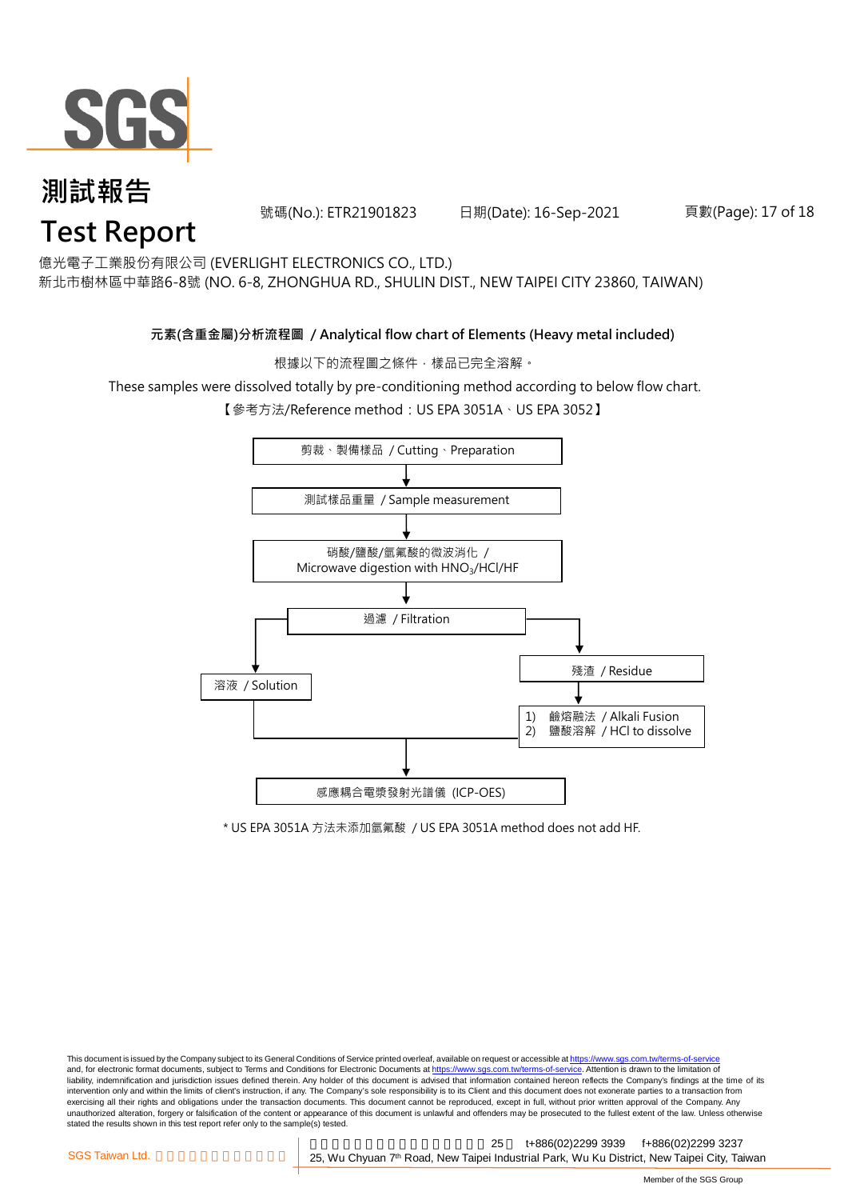# 測試報告
# Test Report

號碼(No.): ETR21901823　　日期(Date): 16-Sep-2021

億光電子工業股份有限公司 (EVERLIGHT ELECTRONICS CO., LTD.)
新北市樹林區中華路6-8號 (NO. 6-8, ZHONGHUA RD., SHULIN DIST., NEW TAIPEI CITY 23860, TAIWAN)

## 元素(含重金屬)分析流程圖 / Analytical flow chart of Elements (Heavy metal included)

根據以下的流程圖之條件，樣品已完全溶解。

These samples were dissolved totally by pre-conditioning method according to below flow chart.

【參考方法/Reference method：US EPA 3051A、US EPA 3052】

- 剪裁、製備樣品 / Cutting、Preparation
- ↓
- 測試樣品重量 / Sample measurement
- ↓
- 硝酸/鹽酸/氫氟酸的微波消化 / Microwave digestion with $HNO_3$/HCl/HF
- ↓
- 過濾 / Filtration
  - → 溶液 / Solution
  - → 殘渣 / Residue
    - ↓
    - 1) 鹼熔融法 / Alkali Fusion
    - 2) 鹽酸溶解 / HCl to dissolve
- ↓ (Solution + dissolved Residue)
- 感應耦合電漿發射光譜儀 (ICP-OES)

* US EPA 3051A 方法未添加氫氟酸 / US EPA 3051A method does not add HF.

This document is issued by the Company subject to its General Conditions of Service printed overleaf, available on request or accessible at https://www.sgs.com.tw/terms-of-service and, for electronic format documents, subject to Terms and Conditions for Electronic Documents at https://www.sgs.com.tw/terms-of-service. Attention is drawn to the limitation of liability, indemnification and jurisdiction issues defined therein. Any holder of this document is advised that information contained hereon reflects the Company's findings at the time of its intervention only and within the limits of client's instruction, if any. The Company's sole responsibility is to its Client and this document does not exonerate parties to a transaction from exercising all their rights and obligations under the transaction documents. This document cannot be reproduced, except in full, without prior written approval of the Company. Any unauthorized alteration, forgery or falsification of the content or appearance of this document is unlawful and offenders may be prosecuted to the fullest extent of the law. Unless otherwise stated the results shown in this test report refer only to the sample(s) tested.

SGS Taiwan Ltd. 25, Wu Chyuan 7th Road, New Taipei Industrial Park, Wu Ku District, New Taipei City, Taiwan t+886(02)2299 3939 f+886(02)2299 3237

Member of the SGS Group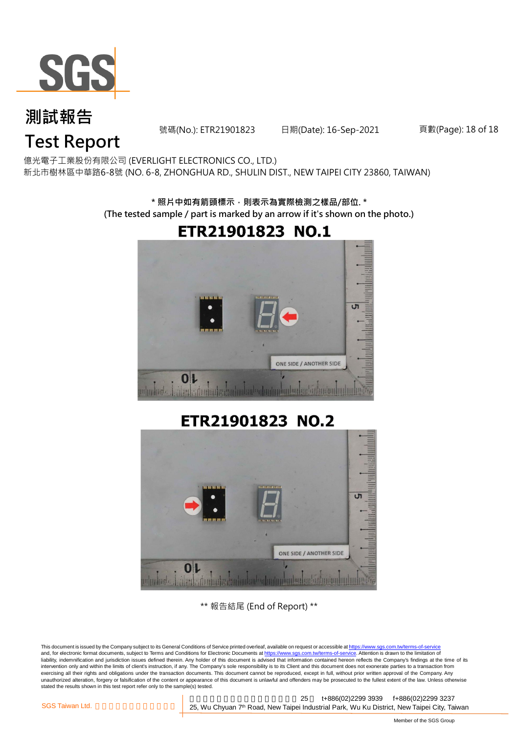# 測試報告

# Test Report

號碼(No.): ETR21901823　　日期(Date): 16-Sep-2021

億光電子工業股份有限公司 (EVERLIGHT ELECTRONICS CO., LTD.)
新北市樹林區中華路6-8號 (NO. 6-8, ZHONGHUA RD., SHULIN DIST., NEW TAIPEI CITY 23860, TAIWAN)

**\* 照片中如有箭頭標示，則表示為實際檢測之樣品/部位. \***
**(The tested sample / part is marked by an arrow if it's shown on the photo.)**

**ETR21901823 NO.1**

**ETR21901823 NO.2**

\*\* 報告結尾 (End of Report) \*\*

This document is issued by the Company subject to its General Conditions of Service printed overleaf, available on request or accessible at https://www.sgs.com.tw/terms-of-service and, for electronic format documents, subject to Terms and Conditions for Electronic Documents at https://www.sgs.com.tw/terms-of-service. Attention is drawn to the limitation of liability, indemnification and jurisdiction issues defined therein. Any holder of this document is advised that information contained hereon reflects the Company's findings at the time of its intervention only and within the limits of client's instruction, if any. The Company's sole responsibility is to its Client and this document does not exonerate parties to a transaction from exercising all their rights and obligations under the transaction documents. This document cannot be reproduced, except in full, without prior written approval of the Company. Any unauthorized alteration, forgery or falsification of the content or appearance of this document is unlawful and offenders may be prosecuted to the fullest extent of the law. Unless otherwise stated the results shown in this test report refer only to the sample(s) tested.

SGS Taiwan Ltd.　25, Wu Chyuan 7th Road, New Taipei Industrial Park, Wu Ku District, New Taipei City, Taiwan　t+886(02)2299 3939　f+886(02)2299 3237

Member of the SGS Group